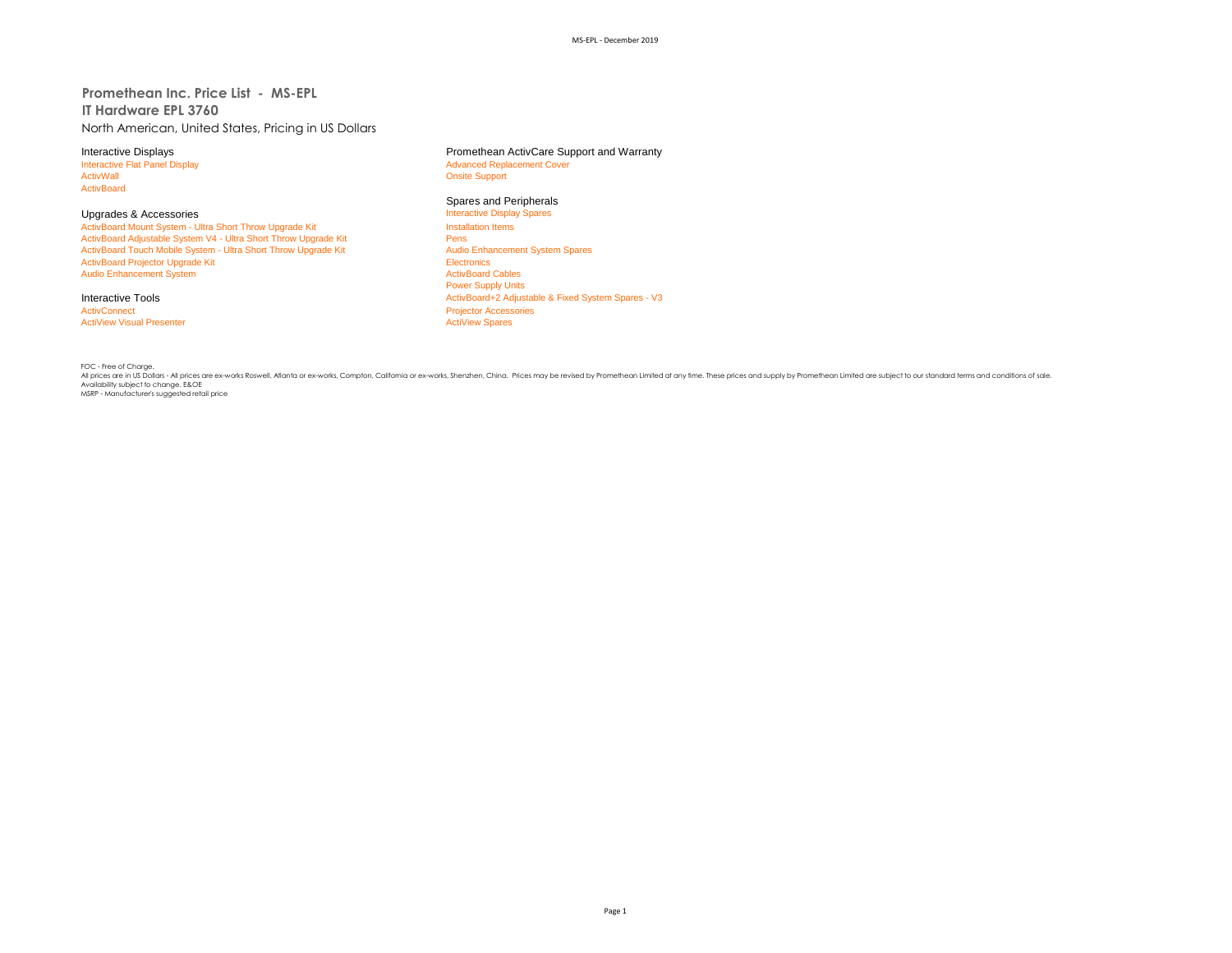# Promethean Inc. Price List - MS-EPL

## IT Hardware EPL 3760

North American, United States, Pricing in US Dollars

### Interactive Displays

- Interactive Flat Panel Display
- ActivWall
- ActivBoard

### Upgrades & Accessories

- ActivBoard Mount System - Ultra Short Throw Upgrade Kit
- ActivBoard Adjustable System V4 - Ultra Short Throw Upgrade Kit
- ActivBoard Touch Mobile System - Ultra Short Throw Upgrade Kit
- ActivBoard Projector Upgrade Kit
- Audio Enhancement System

### Interactive Tools

- ActivConnect
- ActiView Visual Presenter

### Promethean ActivCare Support and Warranty

- Advanced Replacement Cover
- Onsite Support

### Spares and Peripherals

- Interactive Display Spares
- Installation Items
- Pens
- Audio Enhancement System Spares
- Electronics
- ActivBoard Cables
- Power Supply Units
- ActivBoard+2 Adjustable & Fixed System Spares - V3
- Projector Accessories
- ActiView Spares

FOC - Free of Charge.
All prices are in US Dollars - All prices are ex-works Roswell, Atlanta or ex-works, Compton, California or ex-works, Shenzhen, China. Prices may be revised by Promethean Limited at any time. These prices and supply by Promethean Limited are subject to our standard terms and conditions of sale.
Availability subject to change. E&OE
MSRP - Manufacturer's suggested retail price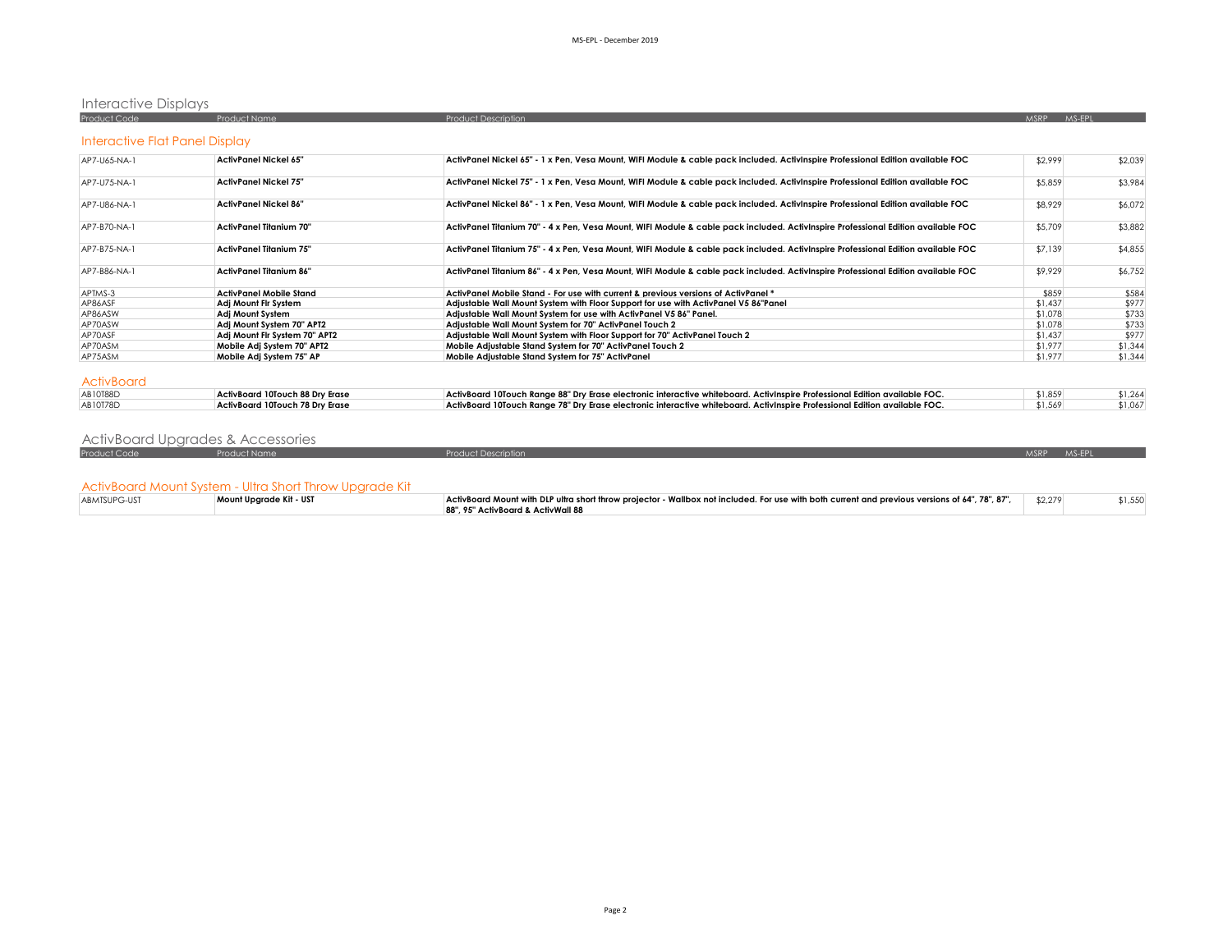## Interactive Displays

### Interactive Flat Panel Display

| Product Code | Product Name | Product Description | MSRP | MS-EPL |
|---|---|---|---|---|
| AP7-U65-NA-1 | **ActivPanel Nickel 65"** | **ActivPanel Nickel 65" - 1 x Pen, Vesa Mount, WIFI Module & cable pack included. ActivInspire Professional Edition available FOC** | $2,999 | $2,039 |
| AP7-U75-NA-1 | **ActivPanel Nickel 75"** | **ActivPanel Nickel 75" - 1 x Pen, Vesa Mount, WIFI Module & cable pack included. ActivInspire Professional Edition available FOC** | $5,859 | $3,984 |
| AP7-U86-NA-1 | **ActivPanel Nickel 86"** | **ActivPanel Nickel 86" - 1 x Pen, Vesa Mount, WIFI Module & cable pack included. ActivInspire Professional Edition available FOC** | $8,929 | $6,072 |
| AP7-B70-NA-1 | **ActivPanel Titanium 70"** | **ActivPanel Titanium 70" - 4 x Pen, Vesa Mount, WIFI Module & cable pack included. ActivInspire Professional Edition available FOC** | $5,709 | $3,882 |
| AP7-B75-NA-1 | **ActivPanel Titanium 75"** | **ActivPanel Titanium 75" - 4 x Pen, Vesa Mount, WIFI Module & cable pack included. ActivInspire Professional Edition available FOC** | $7,139 | $4,855 |
| AP7-B86-NA-1 | **ActivPanel Titanium 86"** | **ActivPanel Titanium 86" - 4 x Pen, Vesa Mount, WIFI Module & cable pack included. ActivInspire Professional Edition available FOC** | $9,929 | $6,752 |
| APTMS-3 | **ActivPanel Mobile Stand** | **ActivPanel Mobile Stand - For use with current & previous versions of ActivPanel *** | $859 | $584 |
| AP86ASF | **Adj Mount Flr System** | **Adjustable Wall Mount System with Floor Support for use with ActivPanel V5 86"Panel** | $1,437 | $977 |
| AP86ASW | **Adj Mount System** | **Adjustable Wall Mount System for use with ActivPanel V5 86" Panel.** | $1,078 | $733 |
| AP70ASW | **Adj Mount System 70" APT2** | **Adjustable Wall Mount System for 70" ActivPanel Touch 2** | $1,078 | $733 |
| AP70ASF | **Adj Mount Flr System 70" APT2** | **Adjustable Wall Mount System with Floor Support for 70" ActivPanel Touch 2** | $1,437 | $977 |
| AP70ASM | **Mobile Adj System 70" APT2** | **Mobile Adjustable Stand System for 70" ActivPanel Touch 2** | $1,977 | $1,344 |
| AP75ASM | **Mobile Adj System 75" AP** | **Mobile Adjustable Stand System for 75" ActivPanel** | $1,977 | $1,344 |

### ActivBoard

| Product Code | Product Name | Product Description | MSRP | MS-EPL |
|---|---|---|---|---|
| AB10T88D | **ActivBoard 10Touch 88 Dry Erase** | **ActivBoard 10Touch Range 88" Dry Erase electronic interactive whiteboard. ActivInspire Professional Edition available FOC.** | $1,859 | $1,264 |
| AB10T78D | **ActivBoard 10Touch 78 Dry Erase** | **ActivBoard 10Touch Range 78" Dry Erase electronic interactive whiteboard. ActivInspire Professional Edition available FOC.** | $1,569 | $1,067 |

## ActivBoard Upgrades & Accessories

### ActivBoard Mount System - Ultra Short Throw Upgrade Kit

| Product Code | Product Name | Product Description | MSRP | MS-EPL |
|---|---|---|---|---|
| ABMTSUPG-UST | **Mount Upgrade Kit - UST** | **ActivBoard Mount with DLP ultra short throw projector - Wallbox not included. For use with both current and previous versions of 64", 78", 87", 88", 95" ActivBoard & ActivWall 88** | $2,279 | $1,550 |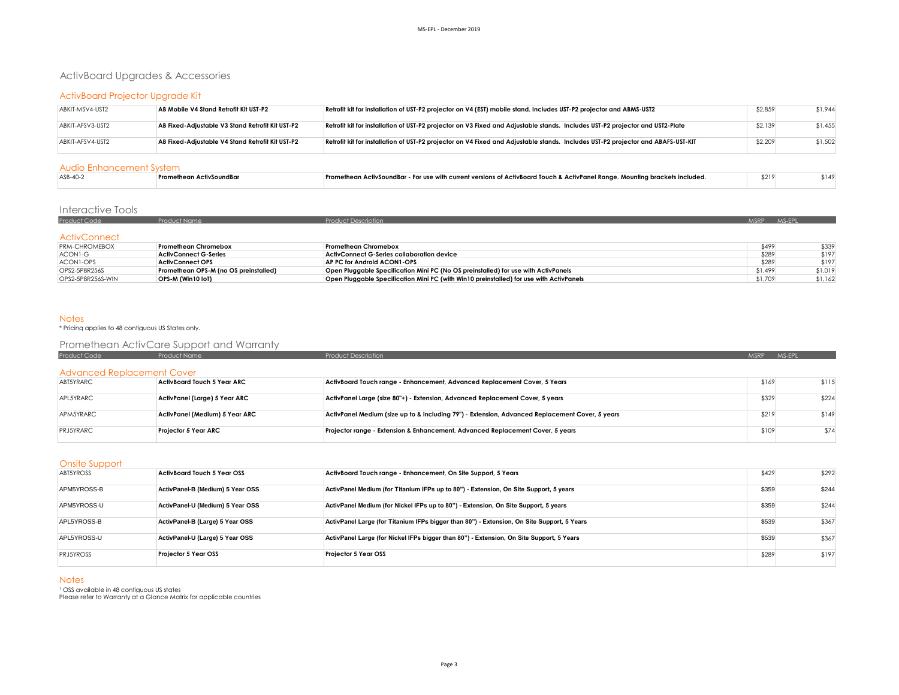# ActivBoard Upgrades & Accessories

## ActivBoard Projector Upgrade Kit

| Product Code | Product Name | Product Description | MSRP | MS-EPL |
|---|---|---|---|---|
| ABKIT-MSV4-UST2 | **AB Mobile V4 Stand Retrofit Kit UST-P2** | **Retrofit kit for installation of UST-P2 projector on V4 (EST) mobile stand. Includes UST-P2 projector and ABMS-UST2** | $2,859 | $1,944 |
| ABKIT-AFSV3-UST2 | **AB Fixed-Adjustable V3 Stand Retrofit Kit UST-P2** | **Retrofit kit for installation of UST-P2 projector on V3 Fixed and Adjustable stands. Includes UST-P2 projector and UST2-Plate** | $2,139 | $1,455 |
| ABKIT-AFSV4-UST2 | **AB Fixed-Adjustable V4 Stand Retrofit Kit UST-P2** | **Retrofit kit for installation of UST-P2 projector on V4 Fixed and Adjustable stands. Includes UST-P2 projector and ABAFS-UST-KIT** | $2,209 | $1,502 |

## Audio Enhancement System

| Product Code | Product Name | Product Description | MSRP | MS-EPL |
|---|---|---|---|---|
| ASB-40-2 | **Promethean ActivSoundBar** | **Promethean ActivSoundBar - For use with current versions of ActivBoard Touch & ActivPanel Range. Mounting brackets included.** | $219 | $149 |

# Interactive Tools

## ActivConnect

| Product Code | Product Name | Product Description | MSRP | MS-EPL |
|---|---|---|---|---|
| PRM-CHROMEBOX | **Promethean Chromebox** | **Promethean Chromebox** | $499 | $339 |
| ACON1-G | **ActivConnect G-Series** | **ActivConnect G-Series collaboration device** | $289 | $197 |
| ACON1-OPS | **ActivConnect OPS** | **AP PC for Android ACON1-OPS** | $289 | $197 |
| OPS2-5P8R256S | **Promethean OPS-M (no OS preinstalled)** | **Open Pluggable Specification Mini PC (No OS preinstalled) for use with ActivPanels** | $1,499 | $1,019 |
| OPS2-5P8R256S-WIN | **OPS-M (Win10 IoT)** | **Open Pluggable Specification Mini PC (with Win10 preinstalled) for use with ActivPanels** | $1,709 | $1,162 |

## Notes

* Pricing applies to 48 contiguous US States only.

# Promethean ActivCare Support and Warranty

## Advanced Replacement Cover

| Product Code | Product Name | Product Description | MSRP | MS-EPL |
|---|---|---|---|---|
| ABT5YRARC | **ActivBoard Touch 5 Year ARC** | **ActivBoard Touch range - Enhancement, Advanced Replacement Cover, 5 Years** | $169 | $115 |
| APL5YRARC | **ActivPanel (Large) 5 Year ARC** | **ActivPanel Large (size 80"+) - Extension, Advanced Replacement Cover, 5 years** | $329 | $224 |
| APM5YRARC | **ActivPanel (Medium) 5 Year ARC** | **ActivPanel Medium (size up to & including 79") - Extension, Advanced Replacement Cover, 5 years** | $219 | $149 |
| PRJ5YRARC | **Projector 5 Year ARC** | **Projector range - Extension & Enhancement, Advanced Replacement Cover, 5 years** | $109 | $74 |

## Onsite Support

| Product Code | Product Name | Product Description | MSRP | MS-EPL |
|---|---|---|---|---|
| ABT5YROSS | **ActivBoard Touch 5 Year OSS** | **ActivBoard Touch range - Enhancement, On Site Support, 5 Years** | $429 | $292 |
| APM5YROSS-B | **ActivPanel-B (Medium) 5 Year OSS** | **ActivPanel Medium (for Titanium IFPs up to 80") - Extension, On Site Support, 5 years** | $359 | $244 |
| APM5YROSS-U | **ActivPanel-U (Medium) 5 Year OSS** | **ActivPanel Medium (for Nickel IFPs up to 80") - Extension, On Site Support, 5 years** | $359 | $244 |
| APL5YROSS-B | **ActivPanel-B (Large) 5 Year OSS** | **ActivPanel Large (for Titanium IFPs bigger than 80") - Extension, On Site Support, 5 Years** | $539 | $367 |
| APL5YROSS-U | **ActivPanel-U (Large) 5 Year OSS** | **ActivPanel Large (for Nickel IFPs bigger than 80") - Extension, On Site Support, 5 Years** | $539 | $367 |
| PRJ5YROSS | **Projector 5 Year OSS** | **Projector 5 Year OSS** | $289 | $197 |

## Notes

[1] OSS available in 48 contiguous US states
Please refer to Warranty at a Glance Matrix for applicable countries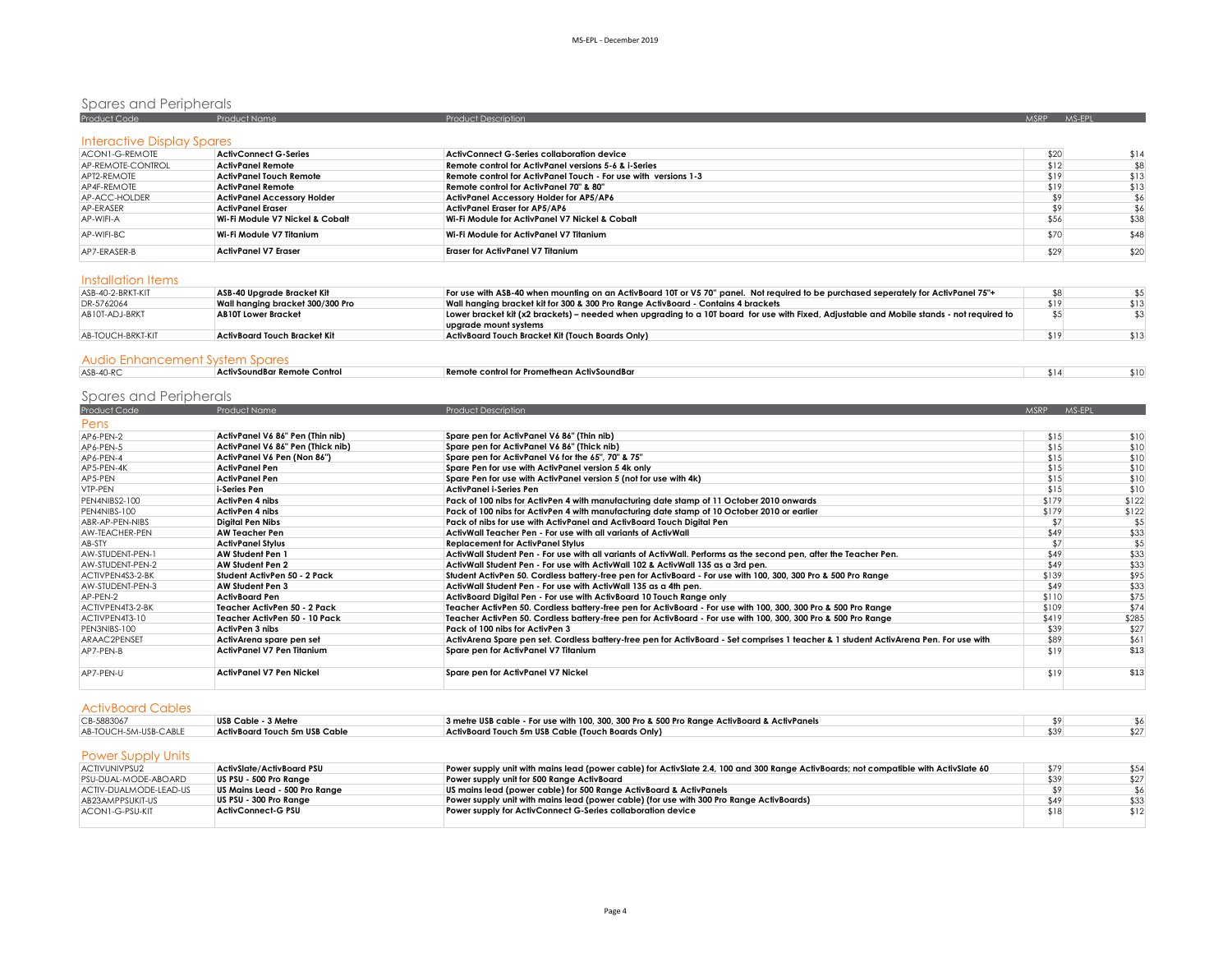## Spares and Peripherals

| Product Code | Product Name | Product Description | MSRP | MS-EPL |
|---|---|---|---|---|
| **Interactive Display Spares** | | | | |
| ACON1-G-REMOTE | **ActivConnect G-Series** | **ActivConnect G-Series collaboration device** | $20 | $14 |
| AP-REMOTE-CONTROL | **ActivPanel Remote** | **Remote control for ActivPanel versions 5-6 & i-Series** | $12 | $8 |
| APT2-REMOTE | **ActivPanel Touch Remote** | **Remote control for ActivPanel Touch - For use with versions 1-3** | $19 | $13 |
| AP4F-REMOTE | **ActivPanel Remote** | **Remote control for ActivPanel 70" & 80"** | $19 | $13 |
| AP-ACC-HOLDER | **ActivPanel Accessory Holder** | **ActivPanel Accessory Holder for AP5/AP6** | $9 | $6 |
| AP-ERASER | **ActivPanel Eraser** | **ActivPanel Eraser for AP5/AP6** | $9 | $6 |
| AP-WIFI-A | **Wi-Fi Module V7 Nickel & Cobalt** | **Wi-Fi Module for ActivPanel V7 Nickel & Cobalt** | $56 | $38 |
| AP-WIFI-BC | **Wi-Fi Module V7 Titanium** | **Wi-Fi Module for ActivPanel V7 Titanium** | $70 | $48 |
| AP7-ERASER-B | **ActivPanel V7 Eraser** | **Eraser for ActivPanel V7 Titanium** | $29 | $20 |
| **Installation Items** | | | | |
| ASB-40-2-BRKT-KIT | **ASB-40 Upgrade Bracket Kit** | **For use with ASB-40 when mounting on an ActivBoard 10T or V5 70" panel. Not required to be purchased seperately for ActivPanel 75"+** | $8 | $5 |
| DR-5762064 | **Wall hanging bracket 300/300 Pro** | **Wall hanging bracket kit for 300 & 300 Pro Range ActivBoard - Contains 4 brackets** | $19 | $13 |
| AB10T-ADJ-BRKT | **AB10T Lower Bracket** | **Lower bracket kit (x2 brackets) – needed when upgrading to a 10T board for use with Fixed, Adjustable and Mobile stands - not required to upgrade mount systems** | $5 | $3 |
| AB-TOUCH-BRKT-KIT | **ActivBoard Touch Bracket Kit** | **ActivBoard Touch Bracket Kit (Touch Boards Only)** | $19 | $13 |
| **Audio Enhancement System Spares** | | | | |
| ASB-40-RC | **ActivSoundBar Remote Control** | **Remote control for Promethean ActivSoundBar** | $14 | $10 |

## Spares and Peripherals

| Product Code | Product Name | Product Description | MSRP | MS-EPL |
|---|---|---|---|---|
| **Pens** | | | | |
| AP6-PEN-2 | **ActivPanel V6 86" Pen (Thin nib)** | **Spare pen for ActivPanel V6 86" (Thin nib)** | $15 | $10 |
| AP6-PEN-5 | **ActivPanel V6 86" Pen (Thick nib)** | **Spare pen for ActivPanel V6 86" (Thick nib)** | $15 | $10 |
| AP6-PEN-4 | **ActivPanel V6 Pen (Non 86")** | **Spare pen for ActivPanel V6 for the 65", 70" & 75"** | $15 | $10 |
| AP5-PEN-4K | **ActivPanel Pen** | **Spare Pen for use with ActivPanel version 5 4k only** | $15 | $10 |
| AP5-PEN | **ActivPanel Pen** | **Spare Pen for use with ActivPanel version 5 (not for use with 4k)** | $15 | $10 |
| VTP-PEN | **i-Series Pen** | **ActivPanel i-Series Pen** | $15 | $10 |
| PEN4NIBS2-100 | **ActivPen 4 nibs** | **Pack of 100 nibs for ActivPen 4 with manufacturing date stamp of 11 October 2010 onwards** | $179 | $122 |
| PEN4NIBS-100 | **ActivPen 4 nibs** | **Pack of 100 nibs for ActivPen 4 with manufacturing date stamp of 10 October 2010 or earlier** | $179 | $122 |
| ABR-AP-PEN-NIBS | **Digital Pen Nibs** | **Pack of nibs for use with ActivPanel and ActivBoard Touch Digital Pen** | $7 | $5 |
| AW-TEACHER-PEN | **AW Teacher Pen** | **ActivWall Teacher Pen - For use with all variants of ActivWall** | $49 | $33 |
| AB-STY | **ActivPanel Stylus** | **Replacement for ActivPanel Stylus** | $7 | $5 |
| AW-STUDENT-PEN-1 | **AW Student Pen 1** | **ActivWall Student Pen - For use with all variants of ActivWall. Performs as the second pen, after the Teacher Pen.** | $49 | $33 |
| AW-STUDENT-PEN-2 | **AW Student Pen 2** | **ActivWall Student Pen - For use with ActivWall 102 & ActivWall 135 as a 3rd pen.** | $49 | $33 |
| ACTIVPEN4S3-2-BK | **Student ActivPen 50 - 2 Pack** | **Student ActivPen 50. Cordless battery-free pen for ActivBoard - For use with 100, 300, 300 Pro & 500 Pro Range** | $139 | $95 |
| AW-STUDENT-PEN-3 | **AW Student Pen 3** | **ActivWall Student Pen - For use with ActivWall 135 as a 4th pen.** | $49 | $33 |
| AP-PEN-2 | **ActivBoard Pen** | **ActivBoard Digital Pen - For use with ActivBoard 10 Touch Range only** | $110 | $75 |
| ACTIVPEN4T3-2-BK | **Teacher ActivPen 50 - 2 Pack** | **Teacher ActivPen 50. Cordless battery-free pen for ActivBoard - For use with 100, 300, 300 Pro & 500 Pro Range** | $109 | $74 |
| ACTIVPEN4T3-10 | **Teacher ActivPen 50 - 10 Pack** | **Teacher ActivPen 50. Cordless battery-free pen for ActivBoard - For use with 100, 300, 300 Pro & 500 Pro Range** | $419 | $285 |
| PEN3NIBS-100 | **ActivPen 3 nibs** | **Pack of 100 nibs for ActivPen 3** | $39 | $27 |
| ARAAC2PENSET | **ActivArena spare pen set** | **ActivArena Spare pen set. Cordless battery-free pen for ActivBoard - Set comprises 1 teacher & 1 student ActivArena Pen. For use with** | $89 | $61 |
| AP7-PEN-B | **ActivPanel V7 Pen Titanium** | **Spare pen for ActivPanel V7 Titanium** | $19 | $13 |
| AP7-PEN-U | **ActivPanel V7 Pen Nickel** | **Spare pen for ActivPanel V7 Nickel** | $19 | $13 |
| **ActivBoard Cables** | | | | |
| CB-5883067 | **USB Cable - 3 Metre** | **3 metre USB cable - For use with 100, 300, 300 Pro & 500 Pro Range ActivBoard & ActivPanels** | $9 | $6 |
| AB-TOUCH-5M-USB-CABLE | **ActivBoard Touch 5m USB Cable** | **ActivBoard Touch 5m USB Cable (Touch Boards Only)** | $39 | $27 |
| **Power Supply Units** | | | | |
| ACTIVUNIVPSU2 | **ActivSlate/ActivBoard PSU** | **Power supply unit with mains lead (power cable) for ActivSlate 2.4, 100 and 300 Range ActivBoards; not compatible with ActivSlate 60** | $79 | $54 |
| PSU-DUAL-MODE-ABOARD | **US PSU - 500 Pro Range** | **Power supply unit for 500 Range ActivBoard** | $39 | $27 |
| ACTIV-DUALMODE-LEAD-US | **US Mains Lead - 500 Pro Range** | **US mains lead (power cable) for 500 Range ActivBoard & ActivPanels** | $9 | $6 |
| AB23AMPPSUKIT-US | **US PSU - 300 Pro Range** | **Power supply unit with mains lead (power cable) (for use with 300 Pro Range ActivBoards)** | $49 | $33 |
| ACON1-G-PSU-KIT | **ActivConnect-G PSU** | **Power supply for ActivConnect G-Series collaboration device** | $18 | $12 |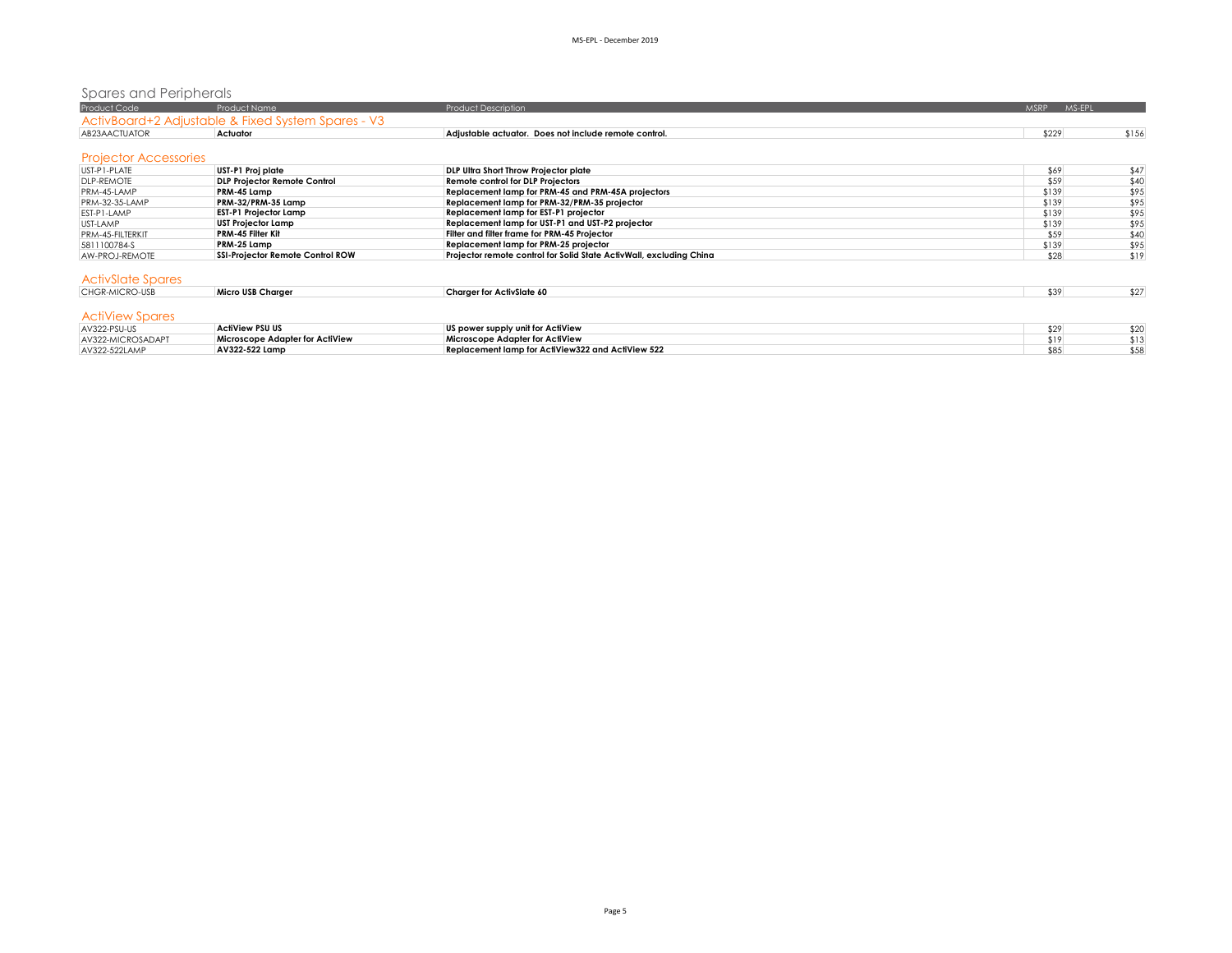# Spares and Peripherals

| Product Code | Product Name | Product Description | MSRP | MS-EPL |
|---|---|---|---|---|
| **ActivBoard+2 Adjustable & Fixed System Spares - V3** | | | | |
| AB23AACTUATOR | **Actuator** | **Adjustable actuator. Does not include remote control.** | $229 | $156 |
| **Projector Accessories** | | | | |
| UST-P1-PLATE | **UST-P1 Proj plate** | **DLP Ultra Short Throw Projector plate** | $69 | $47 |
| DLP-REMOTE | **DLP Projector Remote Control** | **Remote control for DLP Projectors** | $59 | $40 |
| PRM-45-LAMP | **PRM-45 Lamp** | **Replacement lamp for PRM-45 and PRM-45A projectors** | $139 | $95 |
| PRM-32-35-LAMP | **PRM-32/PRM-35 Lamp** | **Replacement lamp for PRM-32/PRM-35 projector** | $139 | $95 |
| EST-P1-LAMP | **EST-P1 Projector Lamp** | **Replacement lamp for EST-P1 projector** | $139 | $95 |
| UST-LAMP | **UST Projector Lamp** | **Replacement lamp for UST-P1 and UST-P2 projector** | $139 | $95 |
| PRM-45-FILTERKIT | **PRM-45 Filter Kit** | **Filter and filter frame for PRM-45 Projector** | $59 | $40 |
| 5811100784-S | **PRM-25 Lamp** | **Replacement lamp for PRM-25 projector** | $139 | $95 |
| AW-PROJ-REMOTE | **SSI-Projector Remote Control ROW** | **Projector remote control for Solid State ActivWall, excluding China** | $28 | $19 |
| **ActivSlate Spares** | | | | |
| CHGR-MICRO-USB | **Micro USB Charger** | **Charger for ActivSlate 60** | $39 | $27 |
| **ActiView Spares** | | | | |
| AV322-PSU-US | **ActiView PSU US** | **US power supply unit for ActiView** | $29 | $20 |
| AV322-MICROSADAPT | **Microscope Adapter for ActiView** | **Microscope Adapter for ActiView** | $19 | $13 |
| AV322-522LAMP | **AV322-522 Lamp** | **Replacement lamp for ActiView322 and ActiView 522** | $85 | $58 |